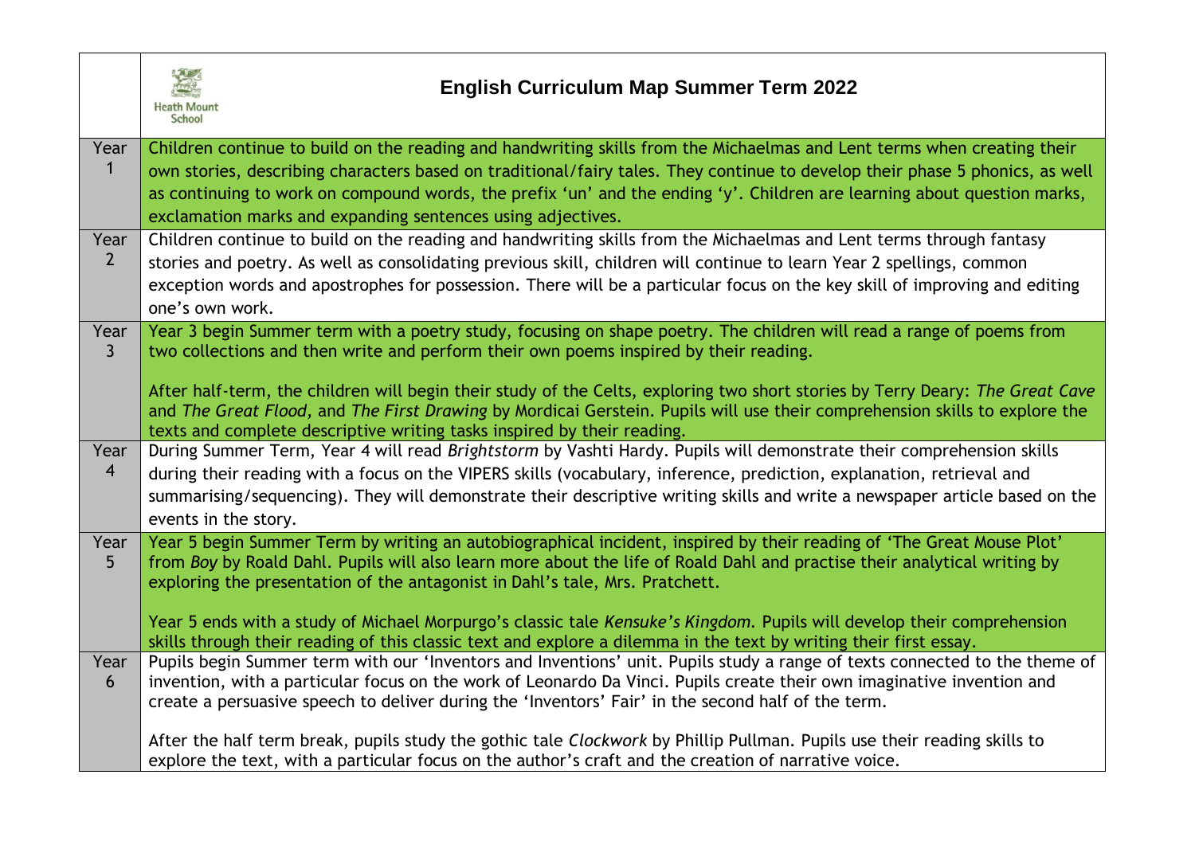| | Heath Mount School — **English Curriculum Map Summer Term 2022** |
|---|---|
| Year 1 | Children continue to build on the reading and handwriting skills from the Michaelmas and Lent terms when creating their own stories, describing characters based on traditional/fairy tales. They continue to develop their phase 5 phonics, as well as continuing to work on compound words, the prefix 'un' and the ending 'y'. Children are learning about question marks, exclamation marks and expanding sentences using adjectives. |
| Year 2 | Children continue to build on the reading and handwriting skills from the Michaelmas and Lent terms through fantasy stories and poetry. As well as consolidating previous skill, children will continue to learn Year 2 spellings, common exception words and apostrophes for possession. There will be a particular focus on the key skill of improving and editing one's own work. |
| Year 3 | Year 3 begin Summer term with a poetry study, focusing on shape poetry. The children will read a range of poems from two collections and then write and perform their own poems inspired by their reading.<br><br>After half-term, the children will begin their study of the Celts, exploring two short stories by Terry Deary: *The Great Cave* and *The Great Flood,* and *The First Drawing* by Mordicai Gerstein. Pupils will use their comprehension skills to explore the texts and complete descriptive writing tasks inspired by their reading. |
| Year 4 | During Summer Term, Year 4 will read *Brightstorm* by Vashti Hardy. Pupils will demonstrate their comprehension skills during their reading with a focus on the VIPERS skills (vocabulary, inference, prediction, explanation, retrieval and summarising/sequencing). They will demonstrate their descriptive writing skills and write a newspaper article based on the events in the story. |
| Year 5 | Year 5 begin Summer Term by writing an autobiographical incident, inspired by their reading of 'The Great Mouse Plot' from *Boy* by Roald Dahl. Pupils will also learn more about the life of Roald Dahl and practise their analytical writing by exploring the presentation of the antagonist in Dahl's tale, Mrs. Pratchett.<br><br>Year 5 ends with a study of Michael Morpurgo's classic tale *Kensuke's Kingdom.* Pupils will develop their comprehension skills through their reading of this classic text and explore a dilemma in the text by writing their first essay. |
| Year 6 | Pupils begin Summer term with our 'Inventors and Inventions' unit. Pupils study a range of texts connected to the theme of invention, with a particular focus on the work of Leonardo Da Vinci. Pupils create their own imaginative invention and create a persuasive speech to deliver during the 'Inventors' Fair' in the second half of the term.<br><br>After the half term break, pupils study the gothic tale *Clockwork* by Phillip Pullman. Pupils use their reading skills to explore the text, with a particular focus on the author's craft and the creation of narrative voice. |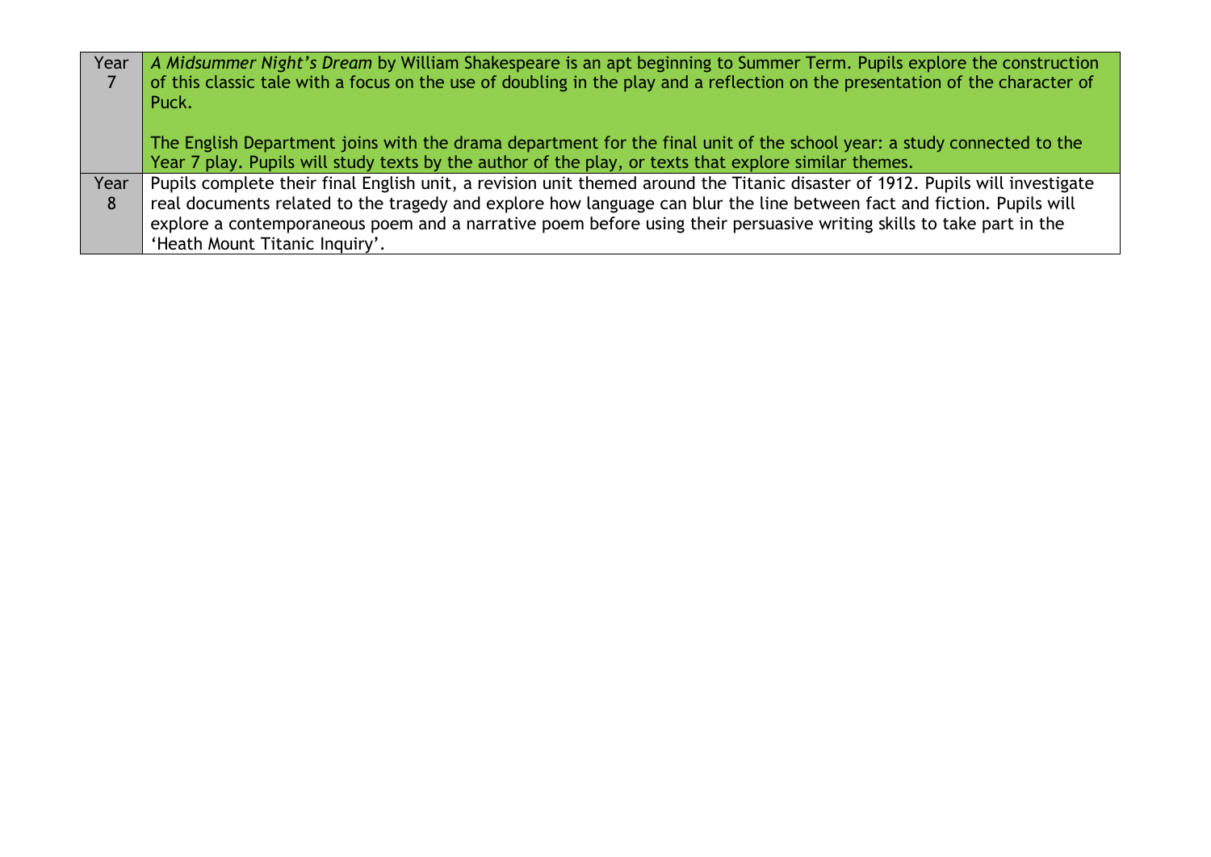| | |
|---|---|
| Year 7 | *A Midsummer Night's Dream* by William Shakespeare is an apt beginning to Summer Term. Pupils explore the construction of this classic tale with a focus on the use of doubling in the play and a reflection on the presentation of the character of Puck.<br><br>The English Department joins with the drama department for the final unit of the school year: a study connected to the Year 7 play. Pupils will study texts by the author of the play, or texts that explore similar themes. |
| Year 8 | Pupils complete their final English unit, a revision unit themed around the Titanic disaster of 1912. Pupils will investigate real documents related to the tragedy and explore how language can blur the line between fact and fiction. Pupils will explore a contemporaneous poem and a narrative poem before using their persuasive writing skills to take part in the 'Heath Mount Titanic Inquiry'. |